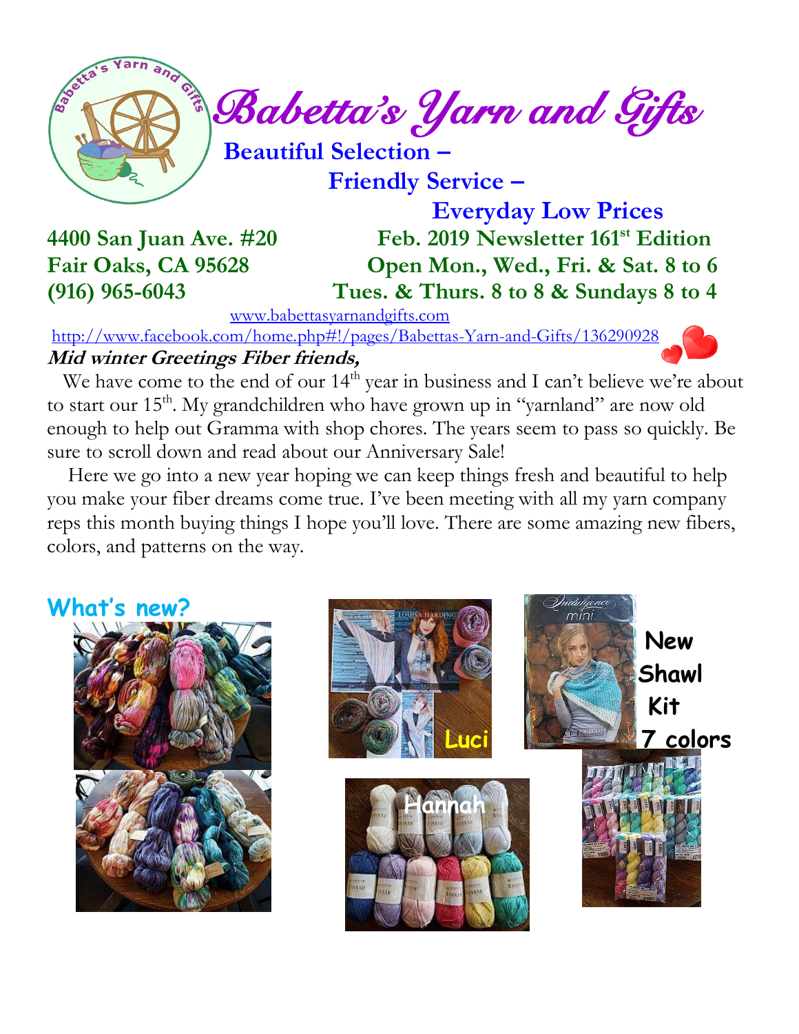# Babetta's Yarn and Gifts

**Beautiful Selection –**

**Friendly Service –**

**Everyday Low Prices**

**4400 San Juan Ave. #20**
**Fair Oaks, CA 95628**
**(916) 965-6043**

**Feb. 2019 Newsletter 161st Edition**
**Open Mon., Wed., Fri. & Sat. 8 to 6**
**Tues. & Thurs. 8 to 8 & Sundays 8 to 4**

www.babettasyarnandgifts.com

http://www.facebook.com/home.php#!/pages/Babettas-Yarn-and-Gifts/136290928

***Mid winter Greetings Fiber friends,***

We have come to the end of our 14th year in business and I can't believe we're about to start our 15th. My grandchildren who have grown up in "yarnland" are now old enough to help out Gramma with shop chores. The years seem to pass so quickly. Be sure to scroll down and read about our Anniversary Sale!

Here we go into a new year hoping we can keep things fresh and beautiful to help you make your fiber dreams come true. I've been meeting with all my yarn company reps this month buying things I hope you'll love. There are some amazing new fibers, colors, and patterns on the way.

## What's new?

Luci

Hannah

**New Shawl Kit 7 colors**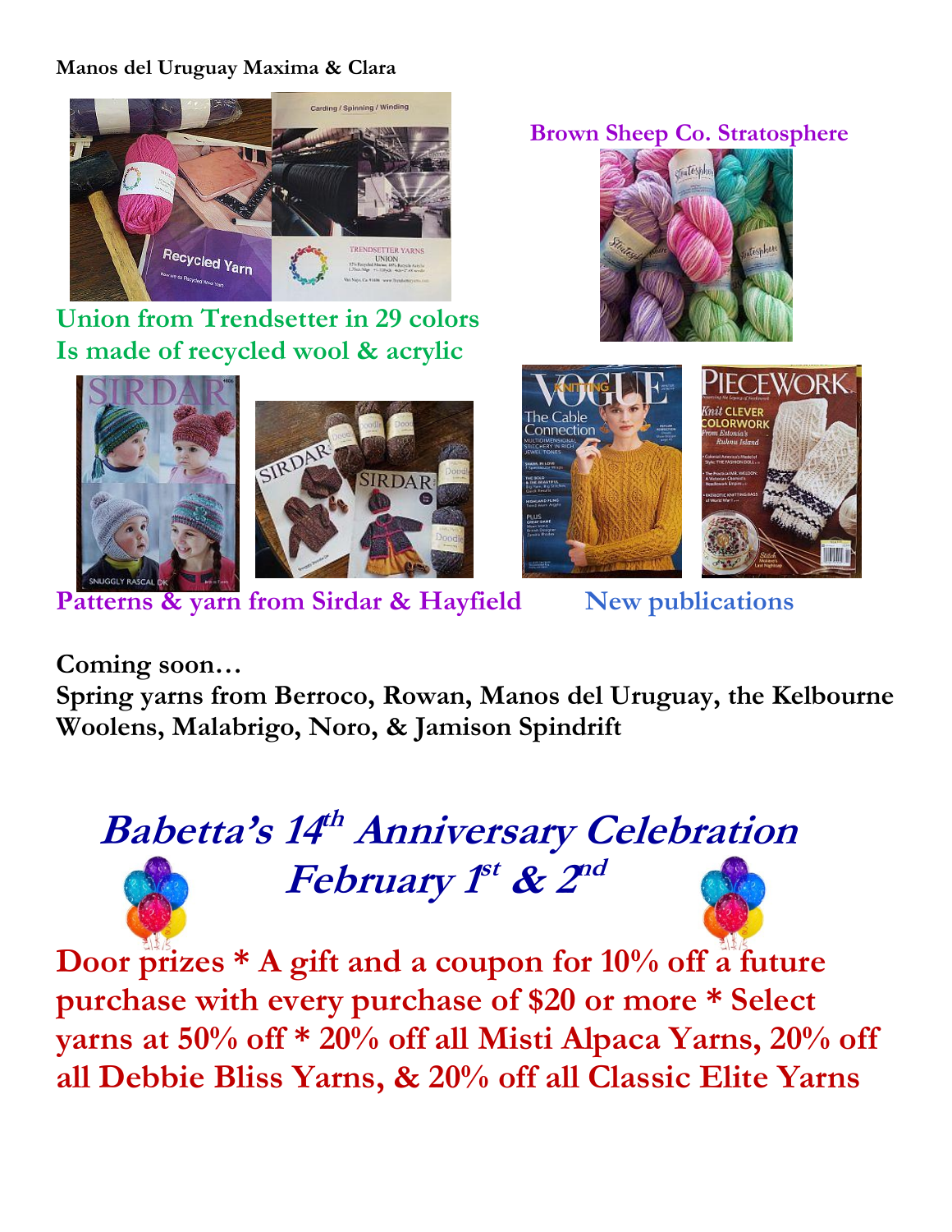**Manos del Uruguay Maxima & Clara**

**Brown Sheep Co. Stratosphere**

**Union from Trendsetter in 29 colors**
**Is made of recycled wool & acrylic**

**Patterns & yarn from Sirdar & Hayfield**

**New publications**

**Coming soon…**
**Spring yarns from Berroco, Rowan, Manos del Uruguay, the Kelbourne Woolens, Malabrigo, Noro, & Jamison Spindrift**

## ***Babetta's 14th Anniversary Celebration***
## ***February 1st & 2nd***

**Door prizes * A gift and a coupon for 10% off a future purchase with every purchase of $20 or more * Select yarns at 50% off * 20% off all Misti Alpaca Yarns, 20% off all Debbie Bliss Yarns, & 20% off all Classic Elite Yarns**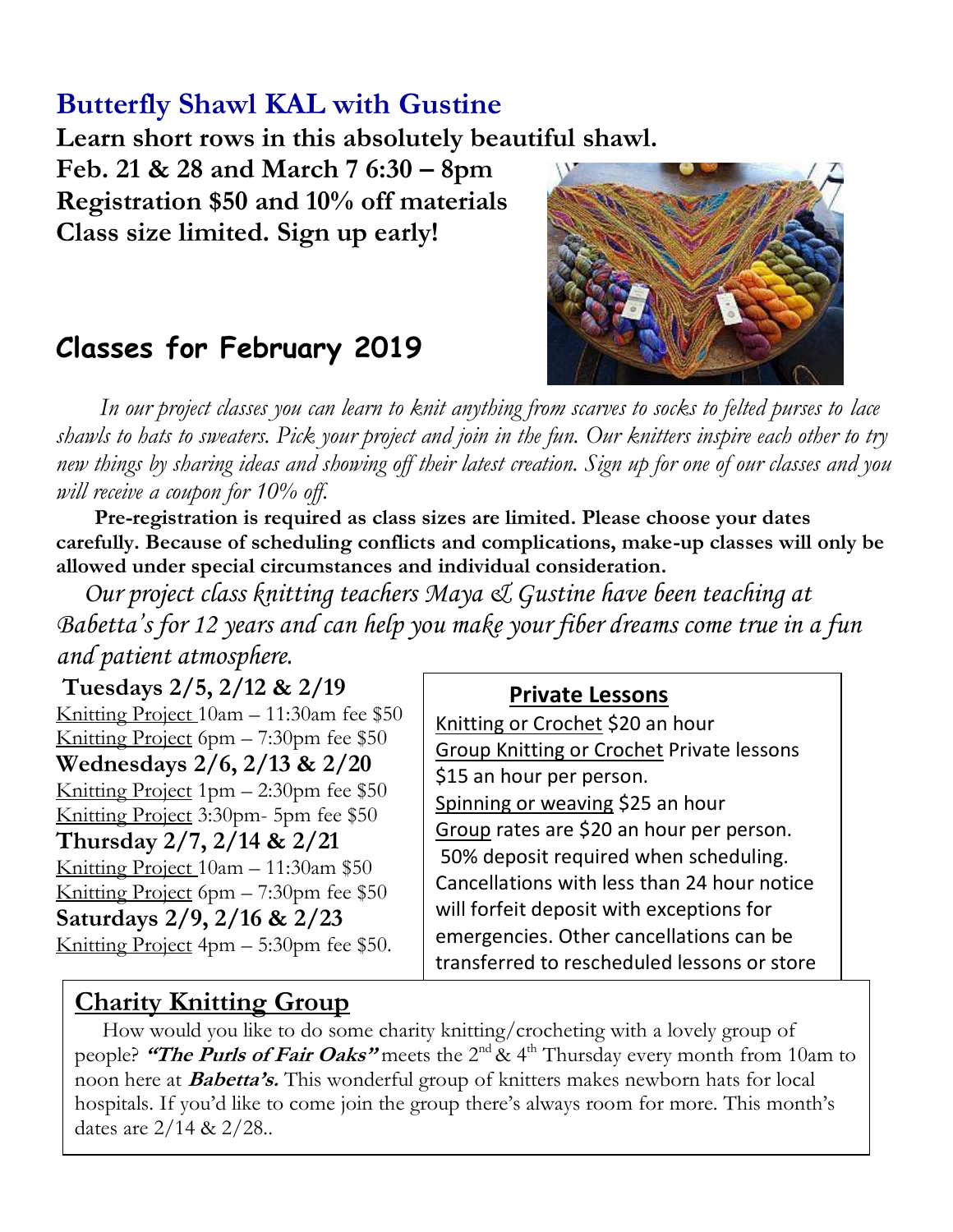## Butterfly Shawl KAL with Gustine

**Learn short rows in this absolutely beautiful shawl.**
**Feb. 21 & 28 and March 7 6:30 – 8pm**
**Registration $50 and 10% off materials**
**Class size limited. Sign up early!**

## Classes for February 2019

*In our project classes you can learn to knit anything from scarves to socks to felted purses to lace shawls to hats to sweaters. Pick your project and join in the fun. Our knitters inspire each other to try new things by sharing ideas and showing off their latest creation. Sign up for one of our classes and you will receive a coupon for 10% off.*

**Pre-registration is required as class sizes are limited. Please choose your dates carefully. Because of scheduling conflicts and complications, make-up classes will only be allowed under special circumstances and individual consideration.**

*Our project class knitting teachers Maya & Gustine have been teaching at Babetta's for 12 years and can help you make your fiber dreams come true in a fun and patient atmosphere.*

**Tuesdays 2/5, 2/12 & 2/19**
Knitting Project 10am – 11:30am fee $50
Knitting Project 6pm – 7:30pm fee $50

**Wednesdays 2/6, 2/13 & 2/20**
Knitting Project 1pm – 2:30pm fee $50
Knitting Project 3:30pm- 5pm fee $50

**Thursday 2/7, 2/14 & 2/21**
Knitting Project 10am – 11:30am $50
Knitting Project 6pm – 7:30pm fee $50

**Saturdays 2/9, 2/16 & 2/23**
Knitting Project 4pm – 5:30pm fee $50.

### Private Lessons

Knitting or Crochet $20 an hour
Group Knitting or Crochet Private lessons $15 an hour per person.
Spinning or weaving $25 an hour
Group rates are $20 an hour per person.
50% deposit required when scheduling. Cancellations with less than 24 hour notice will forfeit deposit with exceptions for emergencies. Other cancellations can be transferred to rescheduled lessons or store

### Charity Knitting Group

How would you like to do some charity knitting/crocheting with a lovely group of people? ***"The Purls of Fair Oaks"*** meets the 2nd & 4th Thursday every month from 10am to noon here at ***Babetta's.*** This wonderful group of knitters makes newborn hats for local hospitals. If you'd like to come join the group there's always room for more. This month's dates are 2/14 & 2/28..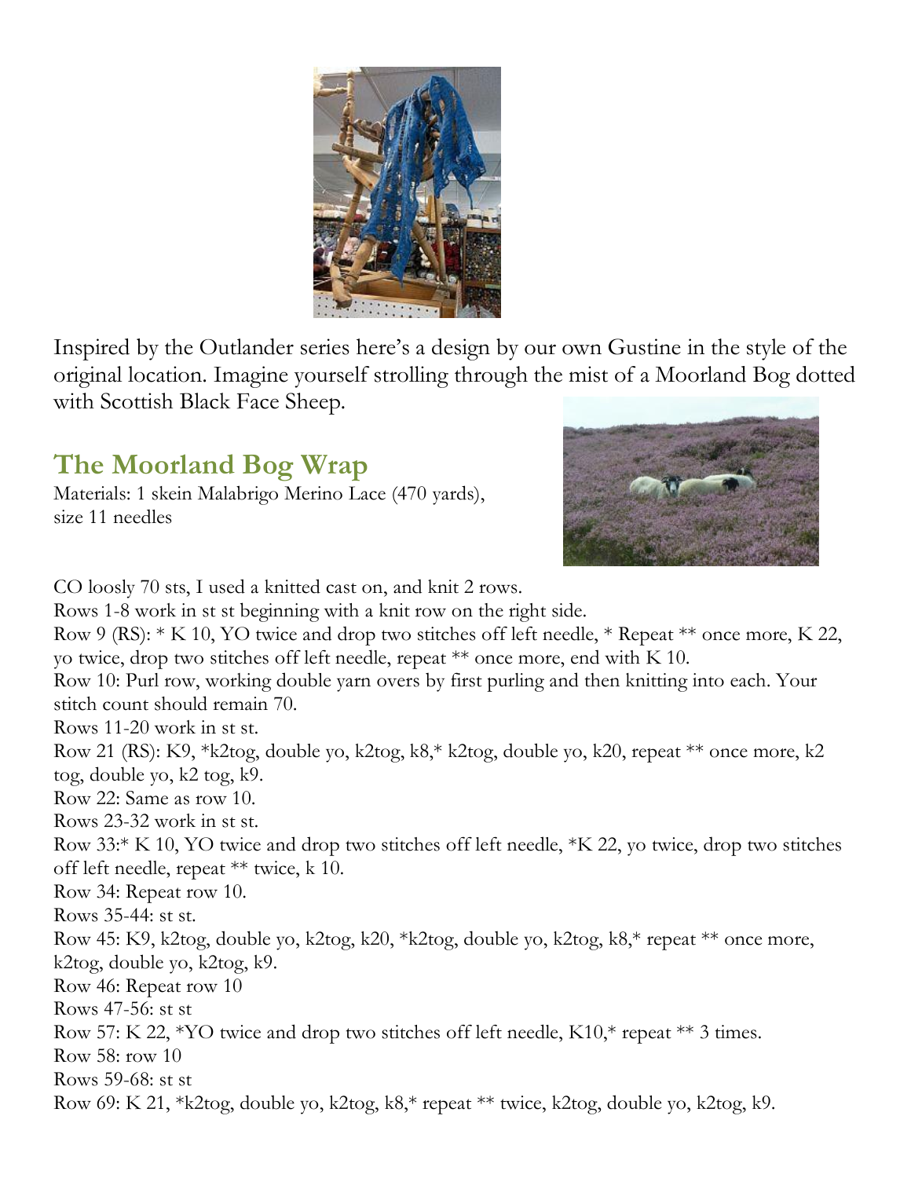Inspired by the Outlander series here's a design by our own Gustine in the style of the original location. Imagine yourself strolling through the mist of a Moorland Bog dotted with Scottish Black Face Sheep.

## The Moorland Bog Wrap

Materials: 1 skein Malabrigo Merino Lace (470 yards), size 11 needles

CO loosely 70 sts, I used a knitted cast on, and knit 2 rows.

Rows 1-8 work in st st beginning with a knit row on the right side.

Row 9 (RS): * K 10, YO twice and drop two stitches off left needle, * Repeat ** once more, K 22, yo twice, drop two stitches off left needle, repeat ** once more, end with K 10.

Row 10: Purl row, working double yarn overs by first purling and then knitting into each. Your stitch count should remain 70.

Rows 11-20 work in st st.

Row 21 (RS): K9, *k2tog, double yo, k2tog, k8,* k2tog, double yo, k20, repeat ** once more, k2 tog, double yo, k2 tog, k9.

Row 22: Same as row 10.

Rows 23-32 work in st st.

Row 33:* K 10, YO twice and drop two stitches off left needle, *K 22, yo twice, drop two stitches off left needle, repeat ** twice, k 10.

Row 34: Repeat row 10.

Rows 35-44: st st.

Row 45: K9, k2tog, double yo, k2tog, k20, *k2tog, double yo, k2tog, k8,* repeat ** once more, k2tog, double yo, k2tog, k9.

Row 46: Repeat row 10

Rows 47-56: st st

Row 57: K 22, *YO twice and drop two stitches off left needle, K10,* repeat ** 3 times.

Row 58: row 10

Rows 59-68: st st

Row 69: K 21, *k2tog, double yo, k2tog, k8,* repeat ** twice, k2tog, double yo, k2tog, k9.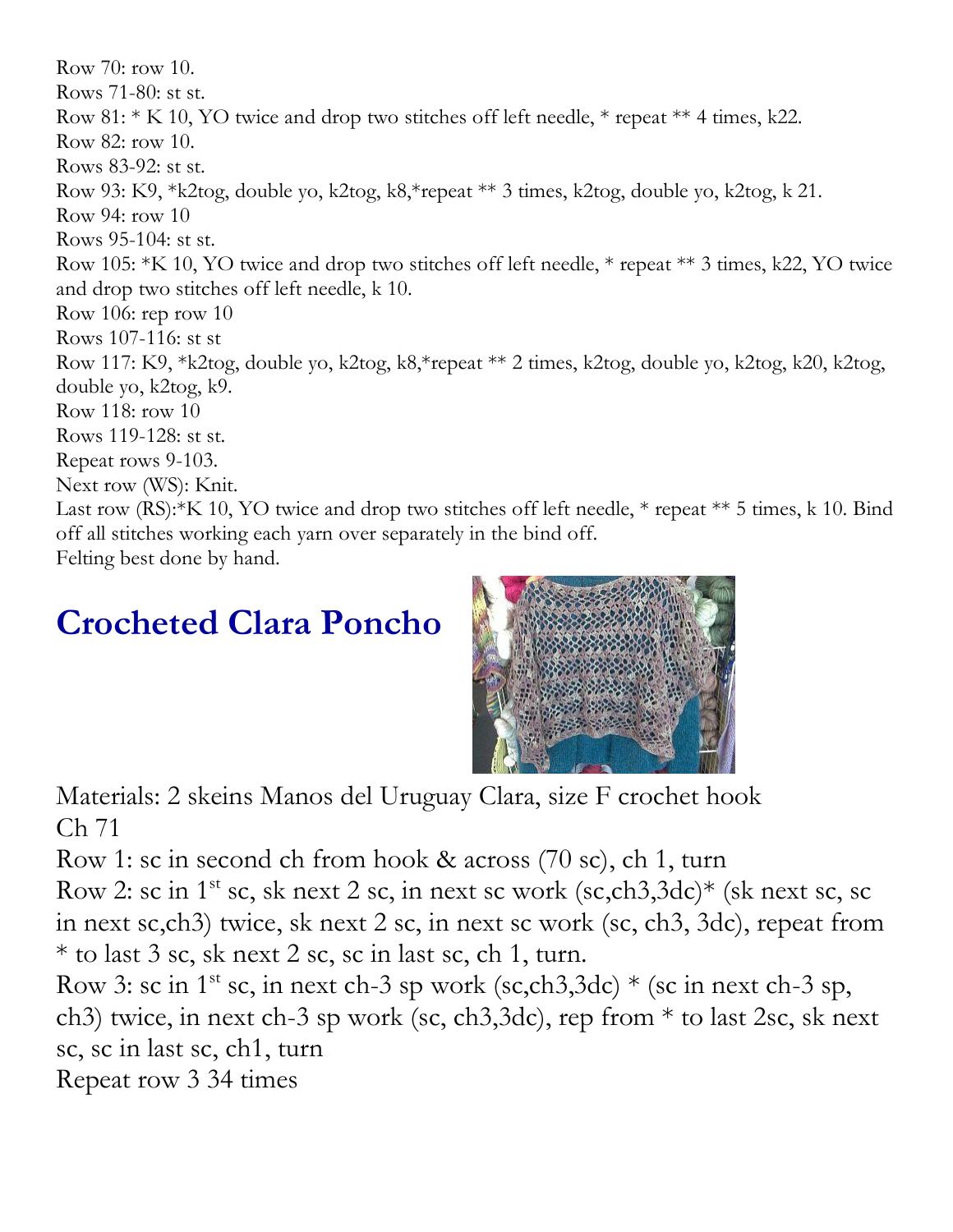Row 70: row 10.
Rows 71-80: st st.
Row 81: * K 10, YO twice and drop two stitches off left needle, * repeat ** 4 times, k22.
Row 82: row 10.
Rows 83-92: st st.
Row 93: K9, *k2tog, double yo, k2tog, k8,*repeat ** 3 times, k2tog, double yo, k2tog, k 21.
Row 94: row 10
Rows 95-104: st st.
Row 105: *K 10, YO twice and drop two stitches off left needle, * repeat ** 3 times, k22, YO twice and drop two stitches off left needle, k 10.
Row 106: rep row 10
Rows 107-116: st st
Row 117: K9, *k2tog, double yo, k2tog, k8,*repeat ** 2 times, k2tog, double yo, k2tog, k20, k2tog, double yo, k2tog, k9.
Row 118: row 10
Rows 119-128: st st.
Repeat rows 9-103.
Next row (WS): Knit.
Last row (RS):*K 10, YO twice and drop two stitches off left needle, * repeat ** 5 times, k 10. Bind off all stitches working each yarn over separately in the bind off.
Felting best done by hand.

# Crocheted Clara Poncho

Materials: 2 skeins Manos del Uruguay Clara, size F crochet hook
Ch 71
Row 1: sc in second ch from hook & across (70 sc), ch 1, turn
Row 2: sc in 1st sc, sk next 2 sc, in next sc work (sc,ch3,3dc)* (sk next sc, sc in next sc,ch3) twice, sk next 2 sc, in next sc work (sc, ch3, 3dc), repeat from * to last 3 sc, sk next 2 sc, sc in last sc, ch 1, turn.
Row 3: sc in 1st sc, in next ch-3 sp work (sc,ch3,3dc) * (sc in next ch-3 sp, ch3) twice, in next ch-3 sp work (sc, ch3,3dc), rep from * to last 2sc, sk next sc, sc in last sc, ch1, turn
Repeat row 3 34 times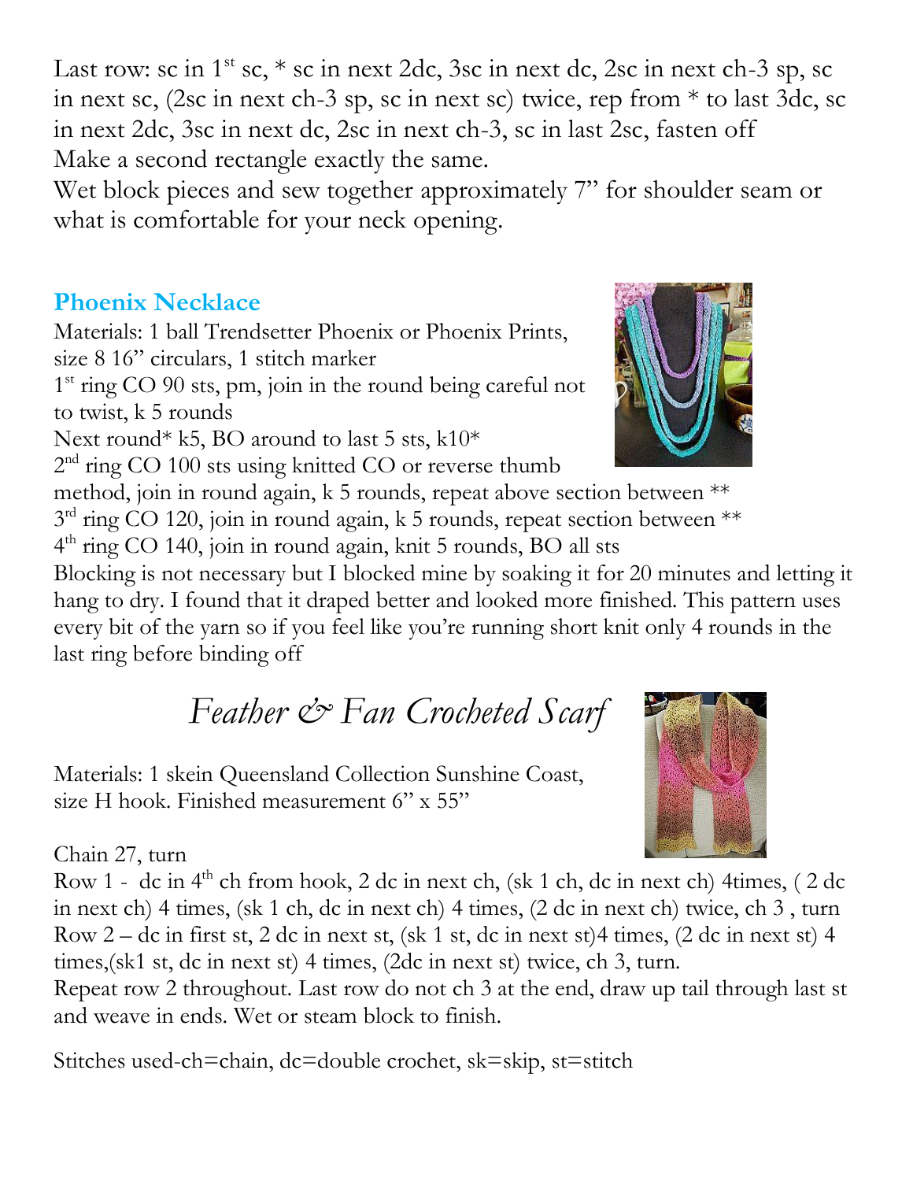Last row: sc in 1st sc, * sc in next 2dc, 3sc in next dc, 2sc in next ch-3 sp, sc in next sc, (2sc in next ch-3 sp, sc in next sc) twice, rep from * to last 3dc, sc in next 2dc, 3sc in next dc, 2sc in next ch-3, sc in last 2sc, fasten off

Make a second rectangle exactly the same.

Wet block pieces and sew together approximately 7" for shoulder seam or what is comfortable for your neck opening.

## Phoenix Necklace

Materials: 1 ball Trendsetter Phoenix or Phoenix Prints, size 8 16" circulars, 1 stitch marker

1st ring CO 90 sts, pm, join in the round being careful not to twist, k 5 rounds

Next round* k5, BO around to last 5 sts, k10*

2nd ring CO 100 sts using knitted CO or reverse thumb method, join in round again, k 5 rounds, repeat above section between **

3rd ring CO 120, join in round again, k 5 rounds, repeat section between **

4th ring CO 140, join in round again, knit 5 rounds, BO all sts

Blocking is not necessary but I blocked mine by soaking it for 20 minutes and letting it hang to dry. I found that it draped better and looked more finished. This pattern uses every bit of the yarn so if you feel like you're running short knit only 4 rounds in the last ring before binding off

## *Feather & Fan Crocheted Scarf*

Materials: 1 skein Queensland Collection Sunshine Coast, size H hook. Finished measurement 6" x 55"

Chain 27, turn

Row 1 - dc in 4th ch from hook, 2 dc in next ch, (sk 1 ch, dc in next ch) 4times, ( 2 dc in next ch) 4 times, (sk 1 ch, dc in next ch) 4 times, (2 dc in next ch) twice, ch 3 , turn

Row 2 – dc in first st, 2 dc in next st, (sk 1 st, dc in next st)4 times, (2 dc in next st) 4 times,(sk1 st, dc in next st) 4 times, (2dc in next st) twice, ch 3, turn.

Repeat row 2 throughout. Last row do not ch 3 at the end, draw up tail through last st and weave in ends. Wet or steam block to finish.

Stitches used-ch=chain, dc=double crochet, sk=skip, st=stitch